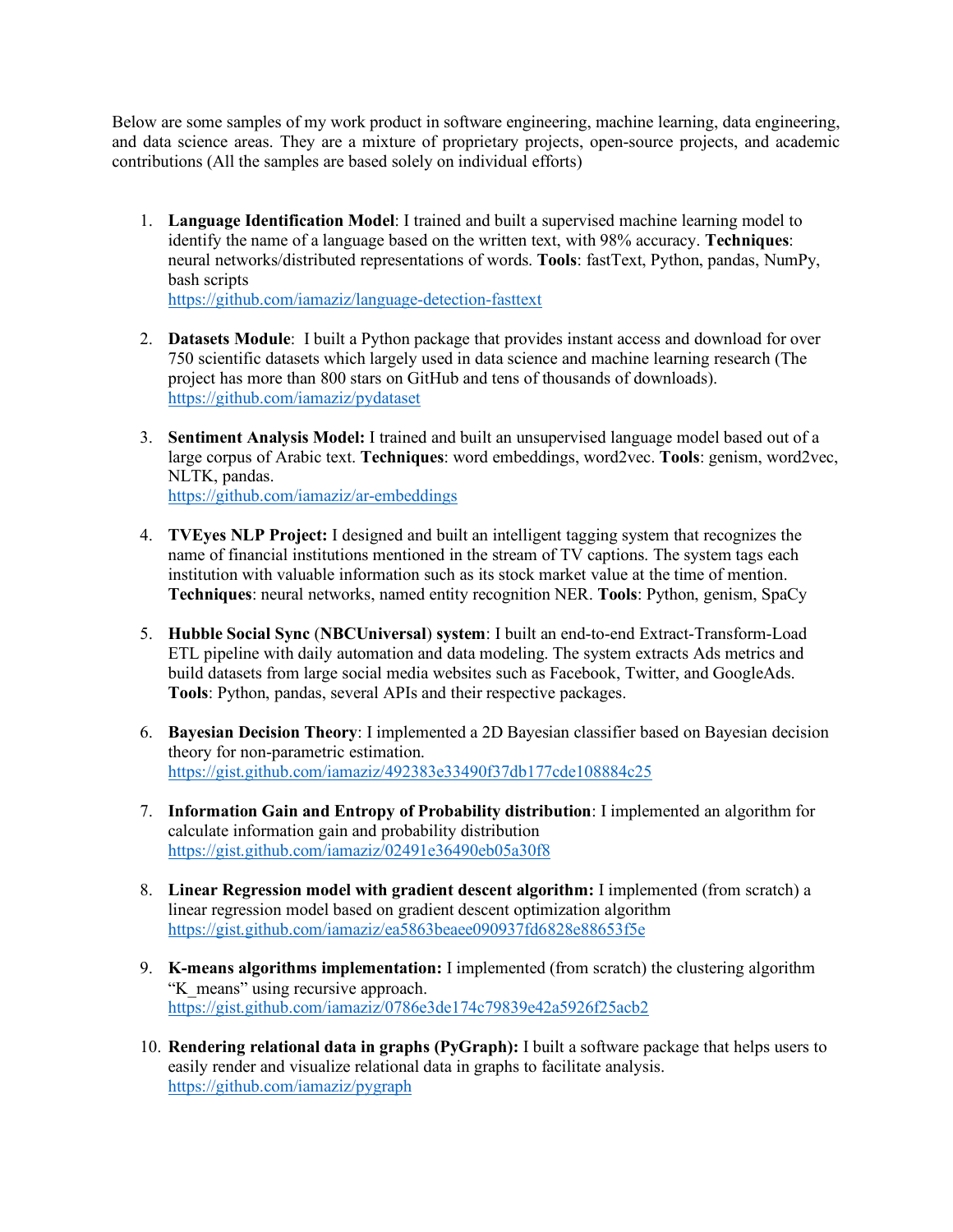Below are some samples of my work product in software engineering, machine learning, data engineering, and data science areas. They are a mixture of proprietary projects, open-source projects, and academic contributions (All the samples are based solely on individual efforts)

1. **Language Identification Model**: I trained and built a supervised machine learning model to identify the name of a language based on the written text, with 98% accuracy. **Techniques**: neural networks/distributed representations of words. **Tools**: fastText, Python, pandas, NumPy, bash scripts
   https://github.com/iamaziz/language-detection-fasttext

2. **Datasets Module**: I built a Python package that provides instant access and download for over 750 scientific datasets which largely used in data science and machine learning research (The project has more than 800 stars on GitHub and tens of thousands of downloads).
   https://github.com/iamaziz/pydataset

3. **Sentiment Analysis Model:** I trained and built an unsupervised language model based out of a large corpus of Arabic text. **Techniques**: word embeddings, word2vec. **Tools**: genism, word2vec, NLTK, pandas.
   https://github.com/iamaziz/ar-embeddings

4. **TVEyes NLP Project:** I designed and built an intelligent tagging system that recognizes the name of financial institutions mentioned in the stream of TV captions. The system tags each institution with valuable information such as its stock market value at the time of mention. **Techniques**: neural networks, named entity recognition NER. **Tools**: Python, genism, SpaCy

5. **Hubble Social Sync** (**NBCUniversal**) **system**: I built an end-to-end Extract-Transform-Load ETL pipeline with daily automation and data modeling. The system extracts Ads metrics and build datasets from large social media websites such as Facebook, Twitter, and GoogleAds. **Tools**: Python, pandas, several APIs and their respective packages.

6. **Bayesian Decision Theory**: I implemented a 2D Bayesian classifier based on Bayesian decision theory for non-parametric estimation.
   https://gist.github.com/iamaziz/492383e33490f37db177cde108884c25

7. **Information Gain and Entropy of Probability distribution**: I implemented an algorithm for calculate information gain and probability distribution
   https://gist.github.com/iamaziz/02491e36490eb05a30f8

8. **Linear Regression model with gradient descent algorithm:** I implemented (from scratch) a linear regression model based on gradient descent optimization algorithm
   https://gist.github.com/iamaziz/ea5863beaee090937fd6828e88653f5e

9. **K-means algorithms implementation:** I implemented (from scratch) the clustering algorithm "K_means" using recursive approach.
   https://gist.github.com/iamaziz/0786e3de174c79839e42a5926f25acb2

10. **Rendering relational data in graphs (PyGraph):** I built a software package that helps users to easily render and visualize relational data in graphs to facilitate analysis.
    https://github.com/iamaziz/pygraph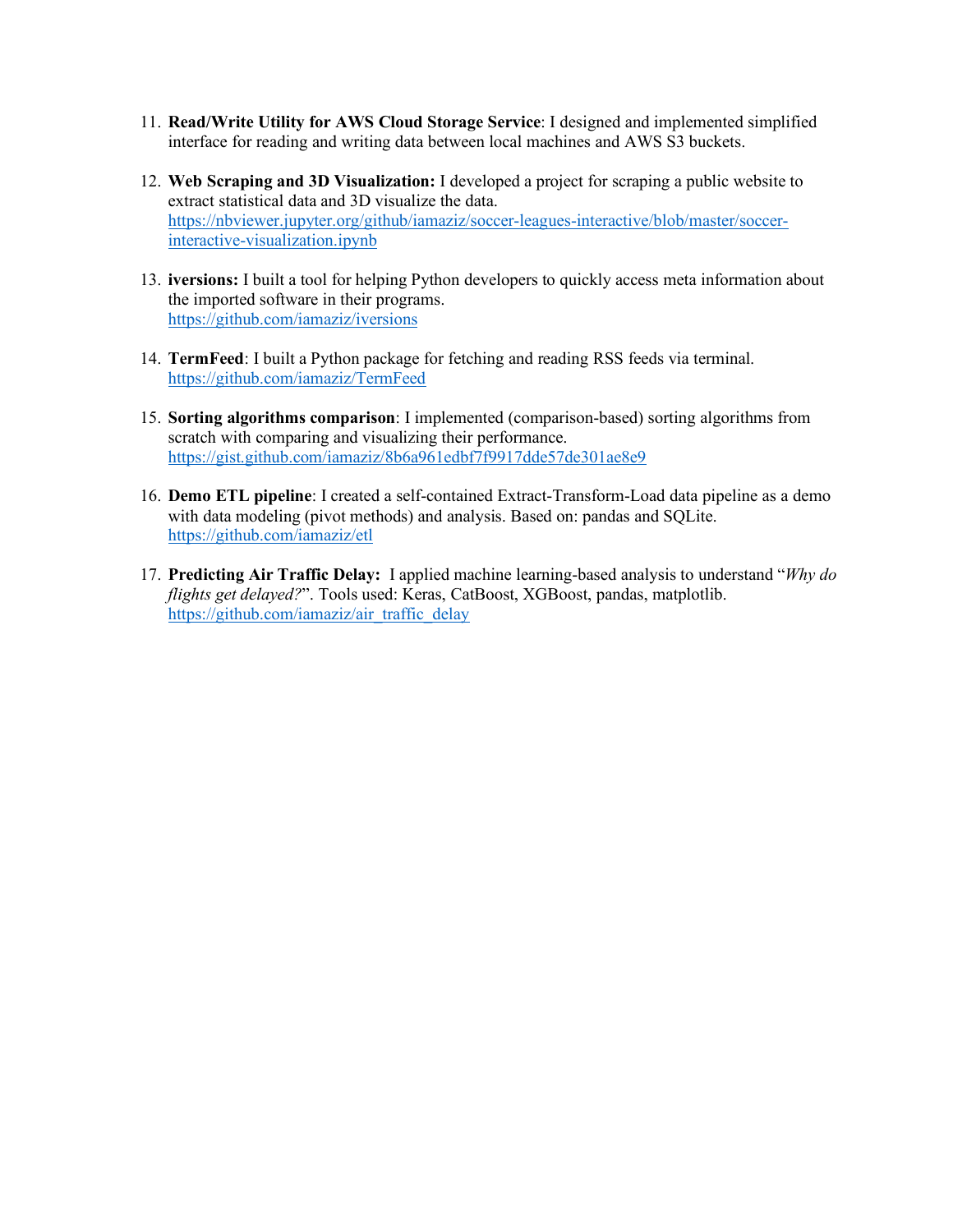11. **Read/Write Utility for AWS Cloud Storage Service**: I designed and implemented simplified interface for reading and writing data between local machines and AWS S3 buckets.

12. **Web Scraping and 3D Visualization:** I developed a project for scraping a public website to extract statistical data and 3D visualize the data.
    https://nbviewer.jupyter.org/github/iamaziz/soccer-leagues-interactive/blob/master/soccer-interactive-visualization.ipynb

13. **iversions:** I built a tool for helping Python developers to quickly access meta information about the imported software in their programs.
    https://github.com/iamaziz/iversions

14. **TermFeed**: I built a Python package for fetching and reading RSS feeds via terminal.
    https://github.com/iamaziz/TermFeed

15. **Sorting algorithms comparison**: I implemented (comparison-based) sorting algorithms from scratch with comparing and visualizing their performance.
    https://gist.github.com/iamaziz/8b6a961edbf7f9917dde57de301ae8e9

16. **Demo ETL pipeline**: I created a self-contained Extract-Transform-Load data pipeline as a demo with data modeling (pivot methods) and analysis. Based on: pandas and SQLite.
    https://github.com/iamaziz/etl

17. **Predicting Air Traffic Delay:** I applied machine learning-based analysis to understand "*Why do flights get delayed?*". Tools used: Keras, CatBoost, XGBoost, pandas, matplotlib.
    https://github.com/iamaziz/air_traffic_delay